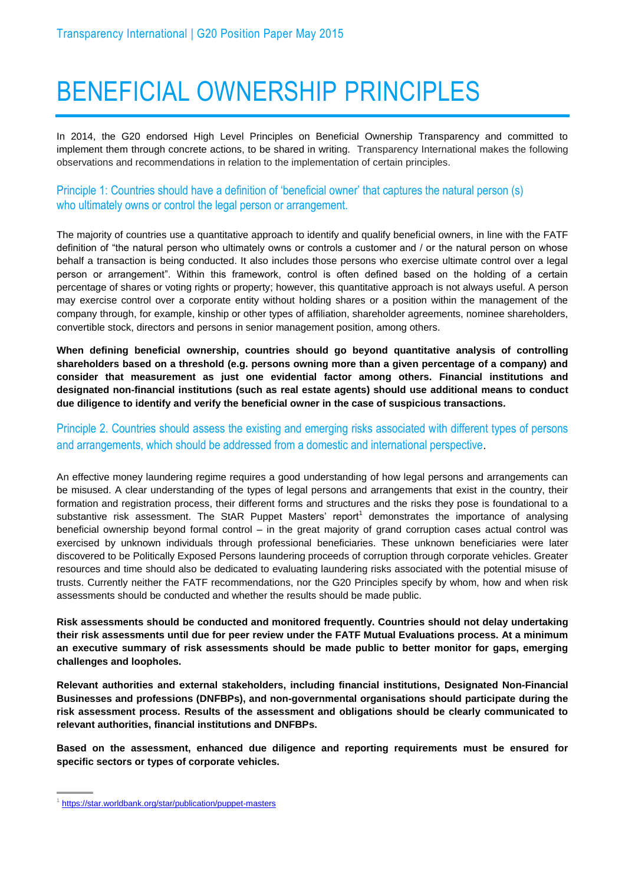# BENEFICIAL OWNERSHIP PRINCIPLES

In 2014, the G20 endorsed High Level Principles on Beneficial Ownership Transparency and committed to implement them through concrete actions, to be shared in writing. Transparency International makes the following observations and recommendations in relation to the implementation of certain principles.

## Principle 1: Countries should have a definition of 'beneficial owner' that captures the natural person (s) who ultimately owns or control the legal person or arrangement.

The majority of countries use a quantitative approach to identify and qualify beneficial owners, in line with the FATF definition of "the natural person who ultimately owns or controls a customer and / or the natural person on whose behalf a transaction is being conducted. It also includes those persons who exercise ultimate control over a legal person or arrangement". Within this framework, control is often defined based on the holding of a certain percentage of shares or voting rights or property; however, this quantitative approach is not always useful. A person may exercise control over a corporate entity without holding shares or a position within the management of the company through, for example, kinship or other types of affiliation, shareholder agreements, nominee shareholders, convertible stock, directors and persons in senior management position, among others.

**When defining beneficial ownership, countries should go beyond quantitative analysis of controlling shareholders based on a threshold (e.g. persons owning more than a given percentage of a company) and consider that measurement as just one evidential factor among others. Financial institutions and designated non-financial institutions (such as real estate agents) should use additional means to conduct due diligence to identify and verify the beneficial owner in the case of suspicious transactions.**

## Principle 2. Countries should assess the existing and emerging risks associated with different types of persons and arrangements, which should be addressed from a domestic and international perspective.

An effective money laundering regime requires a good understanding of how legal persons and arrangements can be misused. A clear understanding of the types of legal persons and arrangements that exist in the country, their formation and registration process, their different forms and structures and the risks they pose is foundational to a substantive risk assessment. The StAR Puppet Masters' report[1] demonstrates the importance of analysing beneficial ownership beyond formal control – in the great majority of grand corruption cases actual control was exercised by unknown individuals through professional beneficiaries. These unknown beneficiaries were later discovered to be Politically Exposed Persons laundering proceeds of corruption through corporate vehicles. Greater resources and time should also be dedicated to evaluating laundering risks associated with the potential misuse of trusts. Currently neither the FATF recommendations, nor the G20 Principles specify by whom, how and when risk assessments should be conducted and whether the results should be made public.

**Risk assessments should be conducted and monitored frequently. Countries should not delay undertaking their risk assessments until due for peer review under the FATF Mutual Evaluations process. At a minimum an executive summary of risk assessments should be made public to better monitor for gaps, emerging challenges and loopholes.**

**Relevant authorities and external stakeholders, including financial institutions, Designated Non-Financial Businesses and professions (DNFBPs), and non-governmental organisations should participate during the risk assessment process. Results of the assessment and obligations should be clearly communicated to relevant authorities, financial institutions and DNFBPs.**

**Based on the assessment, enhanced due diligence and reporting requirements must be ensured for specific sectors or types of corporate vehicles.**

[1] https://star.worldbank.org/star/publication/puppet-masters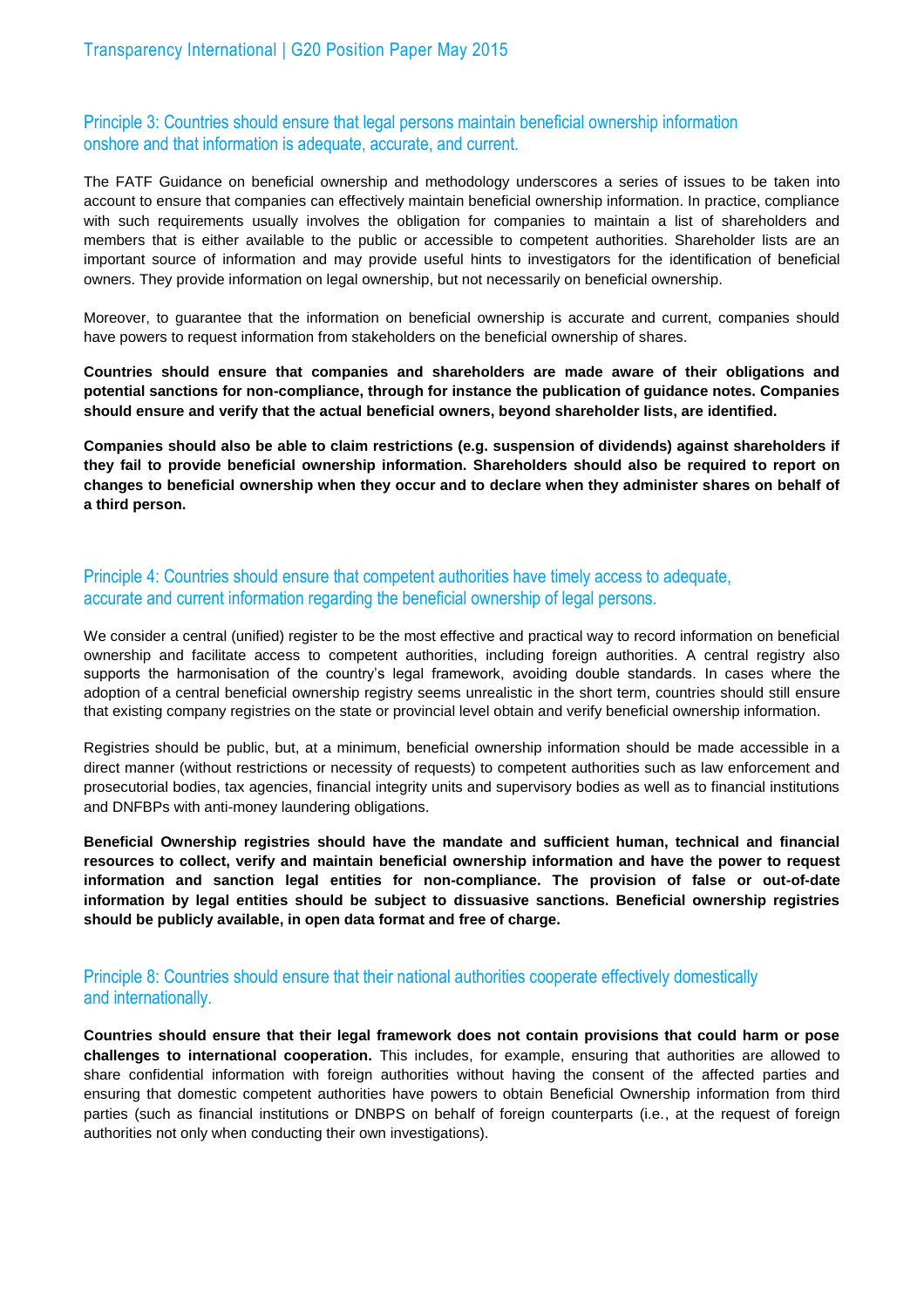## Principle 3: Countries should ensure that legal persons maintain beneficial ownership information onshore and that information is adequate, accurate, and current.

The FATF Guidance on beneficial ownership and methodology underscores a series of issues to be taken into account to ensure that companies can effectively maintain beneficial ownership information. In practice, compliance with such requirements usually involves the obligation for companies to maintain a list of shareholders and members that is either available to the public or accessible to competent authorities. Shareholder lists are an important source of information and may provide useful hints to investigators for the identification of beneficial owners. They provide information on legal ownership, but not necessarily on beneficial ownership.

Moreover, to guarantee that the information on beneficial ownership is accurate and current, companies should have powers to request information from stakeholders on the beneficial ownership of shares.

**Countries should ensure that companies and shareholders are made aware of their obligations and potential sanctions for non-compliance, through for instance the publication of guidance notes. Companies should ensure and verify that the actual beneficial owners, beyond shareholder lists, are identified.**

**Companies should also be able to claim restrictions (e.g. suspension of dividends) against shareholders if they fail to provide beneficial ownership information. Shareholders should also be required to report on changes to beneficial ownership when they occur and to declare when they administer shares on behalf of a third person.**

## Principle 4: Countries should ensure that competent authorities have timely access to adequate, accurate and current information regarding the beneficial ownership of legal persons.

We consider a central (unified) register to be the most effective and practical way to record information on beneficial ownership and facilitate access to competent authorities, including foreign authorities. A central registry also supports the harmonisation of the country's legal framework, avoiding double standards. In cases where the adoption of a central beneficial ownership registry seems unrealistic in the short term, countries should still ensure that existing company registries on the state or provincial level obtain and verify beneficial ownership information.

Registries should be public, but, at a minimum, beneficial ownership information should be made accessible in a direct manner (without restrictions or necessity of requests) to competent authorities such as law enforcement and prosecutorial bodies, tax agencies, financial integrity units and supervisory bodies as well as to financial institutions and DNFBPs with anti-money laundering obligations.

**Beneficial Ownership registries should have the mandate and sufficient human, technical and financial resources to collect, verify and maintain beneficial ownership information and have the power to request information and sanction legal entities for non-compliance. The provision of false or out-of-date information by legal entities should be subject to dissuasive sanctions. Beneficial ownership registries should be publicly available, in open data format and free of charge.**

## Principle 8: Countries should ensure that their national authorities cooperate effectively domestically and internationally.

**Countries should ensure that their legal framework does not contain provisions that could harm or pose challenges to international cooperation.** This includes, for example, ensuring that authorities are allowed to share confidential information with foreign authorities without having the consent of the affected parties and ensuring that domestic competent authorities have powers to obtain Beneficial Ownership information from third parties (such as financial institutions or DNBPS on behalf of foreign counterparts (i.e., at the request of foreign authorities not only when conducting their own investigations).